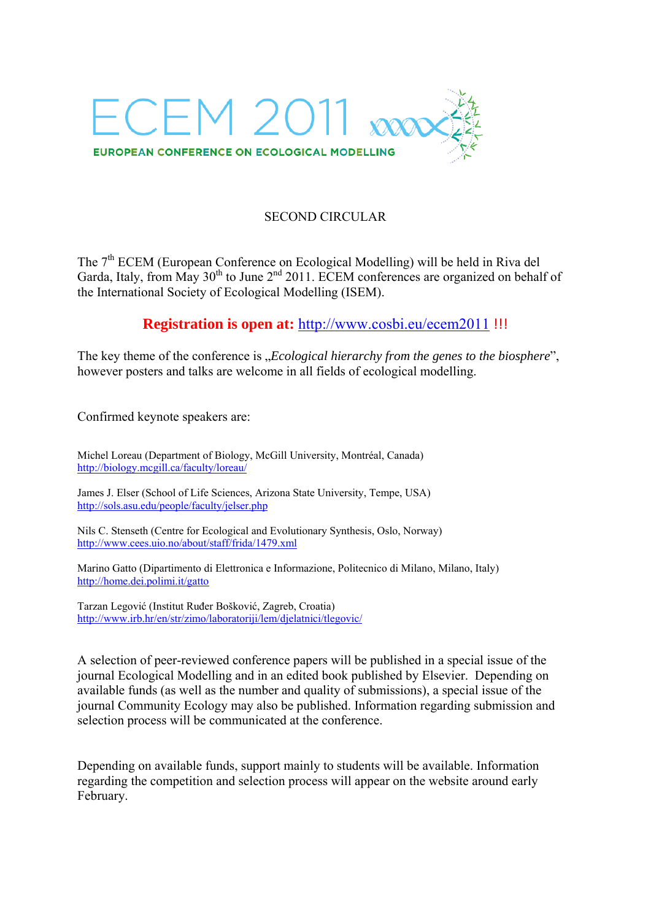# ECEM 2011

**EUROPEAN CONFERENCE ON ECOLOGICAL MODELLING**

SECOND CIRCULAR

The 7$^{th}$ ECEM (European Conference on Ecological Modelling) will be held in Riva del Garda, Italy, from May 30$^{th}$ to June 2$^{nd}$ 2011. ECEM conferences are organized on behalf of the International Society of Ecological Modelling (ISEM).

**Registration is open at:** http://www.cosbi.eu/ecem2011 !!!

The key theme of the conference is „*Ecological hierarchy from the genes to the biosphere*", however posters and talks are welcome in all fields of ecological modelling.

Confirmed keynote speakers are:

Michel Loreau (Department of Biology, McGill University, Montréal, Canada)
http://biology.mcgill.ca/faculty/loreau/

James J. Elser (School of Life Sciences, Arizona State University, Tempe, USA)
http://sols.asu.edu/people/faculty/jelser.php

Nils C. Stenseth (Centre for Ecological and Evolutionary Synthesis, Oslo, Norway)
http://www.cees.uio.no/about/staff/frida/1479.xml

Marino Gatto (Dipartimento di Elettronica e Informazione, Politecnico di Milano, Milano, Italy)
http://home.dei.polimi.it/gatto

Tarzan Legović (Institut Ruđer Bošković, Zagreb, Croatia)
http://www.irb.hr/en/str/zimo/laboratoriji/lem/djelatnici/tlegovic/

A selection of peer-reviewed conference papers will be published in a special issue of the journal Ecological Modelling and in an edited book published by Elsevier. Depending on available funds (as well as the number and quality of submissions), a special issue of the journal Community Ecology may also be published. Information regarding submission and selection process will be communicated at the conference.

Depending on available funds, support mainly to students will be available. Information regarding the competition and selection process will appear on the website around early February.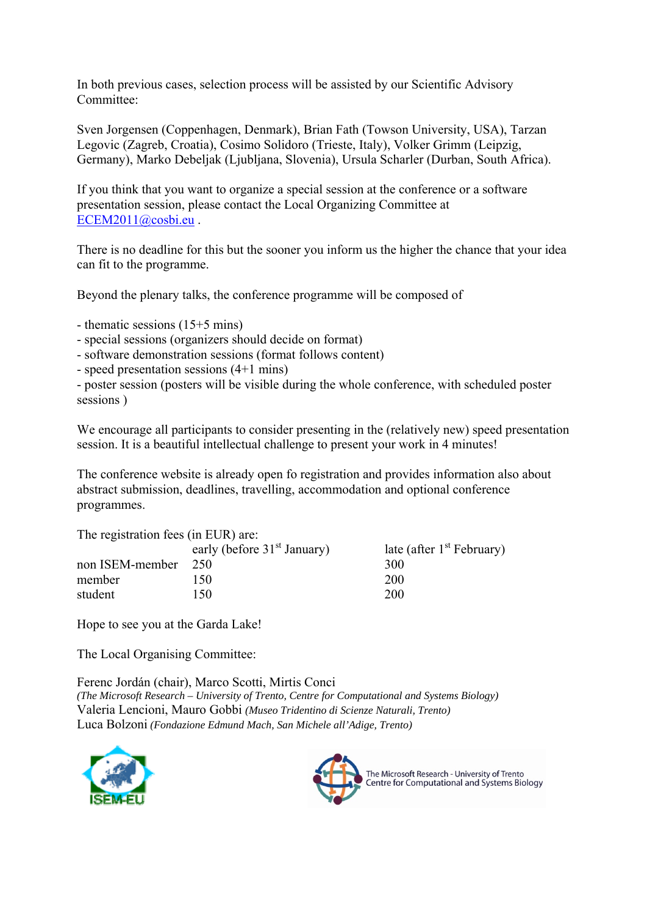In both previous cases, selection process will be assisted by our Scientific Advisory Committee:

Sven Jorgensen (Coppenhagen, Denmark), Brian Fath (Towson University, USA), Tarzan Legovic (Zagreb, Croatia), Cosimo Solidoro (Trieste, Italy), Volker Grimm (Leipzig, Germany), Marko Debeljak (Ljubljana, Slovenia), Ursula Scharler (Durban, South Africa).

If you think that you want to organize a special session at the conference or a software presentation session, please contact the Local Organizing Committee at ECEM2011@cosbi.eu .

There is no deadline for this but the sooner you inform us the higher the chance that your idea can fit to the programme.

Beyond the plenary talks, the conference programme will be composed of

- thematic sessions (15+5 mins)
- special sessions (organizers should decide on format)
- software demonstration sessions (format follows content)
- speed presentation sessions (4+1 mins)
- poster session (posters will be visible during the whole conference, with scheduled poster sessions )

We encourage all participants to consider presenting in the (relatively new) speed presentation session. It is a beautiful intellectual challenge to present your work in 4 minutes!

The conference website is already open fo registration and provides information also about abstract submission, deadlines, travelling, accommodation and optional conference programmes.

The registration fees (in EUR) are:

| | early (before 31st January) | late (after 1st February) |
|---|---|---|
| non ISEM-member | 250 | 300 |
| member | 150 | 200 |
| student | 150 | 200 |

Hope to see you at the Garda Lake!

The Local Organising Committee:

Ferenc Jordán (chair), Marco Scotti, Mirtis Conci
*(The Microsoft Research – University of Trento, Centre for Computational and Systems Biology)*
Valeria Lencioni, Mauro Gobbi *(Museo Tridentino di Scienze Naturali, Trento)*
Luca Bolzoni *(Fondazione Edmund Mach, San Michele all'Adige, Trento)*

ISEM-EU

The Microsoft Research - University of Trento
Centre for Computational and Systems Biology